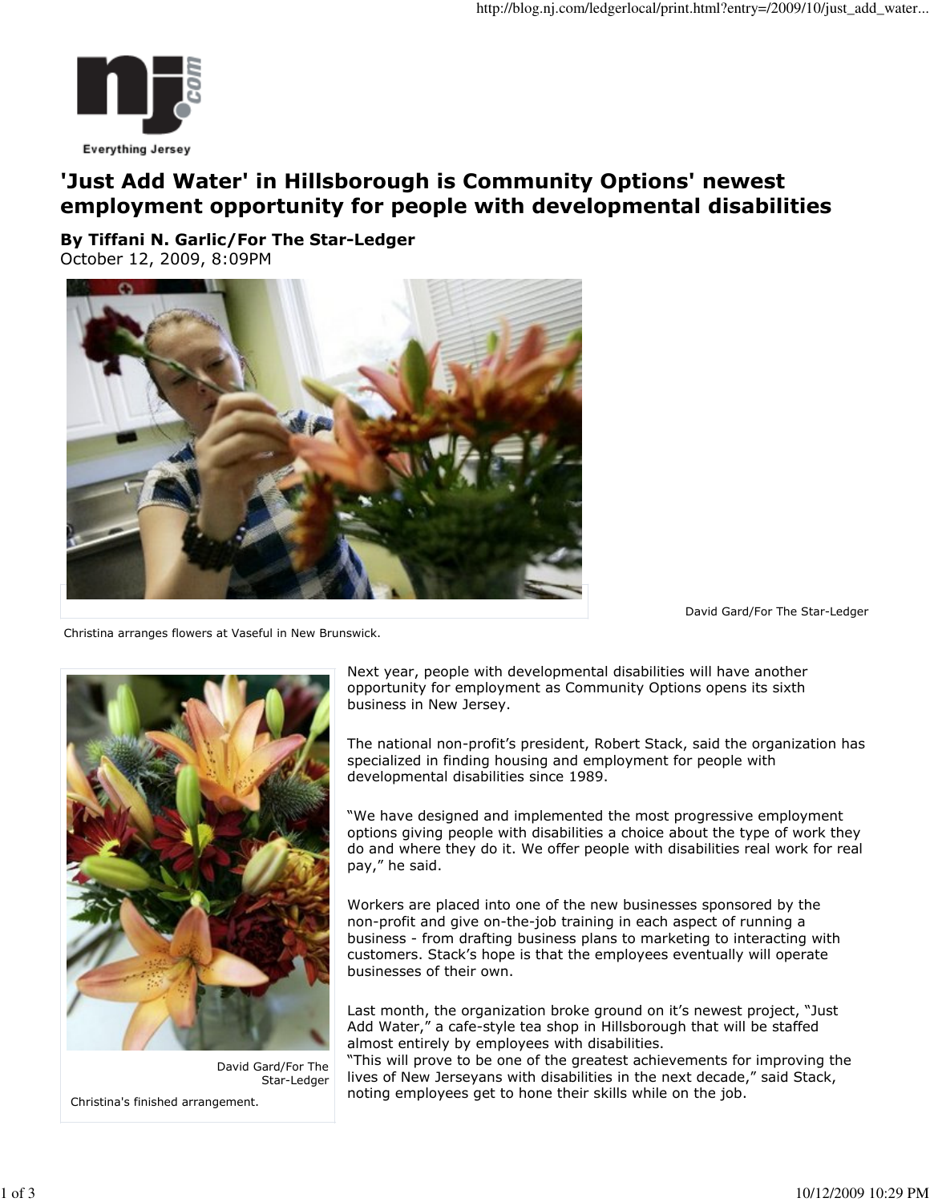# 'Just Add Water' in Hillsborough is Community Options' newest employment opportunity for people with developmental disabilities

**By Tiffani N. Garlic/For The Star-Ledger**
October 12, 2009, 8:09PM

David Gard/For The Star-Ledger

Christina arranges flowers at Vaseful in New Brunswick.

David Gard/For The Star-Ledger

Christina's finished arrangement.

Next year, people with developmental disabilities will have another opportunity for employment as Community Options opens its sixth business in New Jersey.

The national non-profit's president, Robert Stack, said the organization has specialized in finding housing and employment for people with developmental disabilities since 1989.

"We have designed and implemented the most progressive employment options giving people with disabilities a choice about the type of work they do and where they do it. We offer people with disabilities real work for real pay," he said.

Workers are placed into one of the new businesses sponsored by the non-profit and give on-the-job training in each aspect of running a business - from drafting business plans to marketing to interacting with customers. Stack's hope is that the employees eventually will operate businesses of their own.

Last month, the organization broke ground on it's newest project, "Just Add Water," a cafe-style tea shop in Hillsborough that will be staffed almost entirely by employees with disabilities.
"This will prove to be one of the greatest achievements for improving the lives of New Jerseyans with disabilities in the next decade," said Stack, noting employees get to hone their skills while on the job.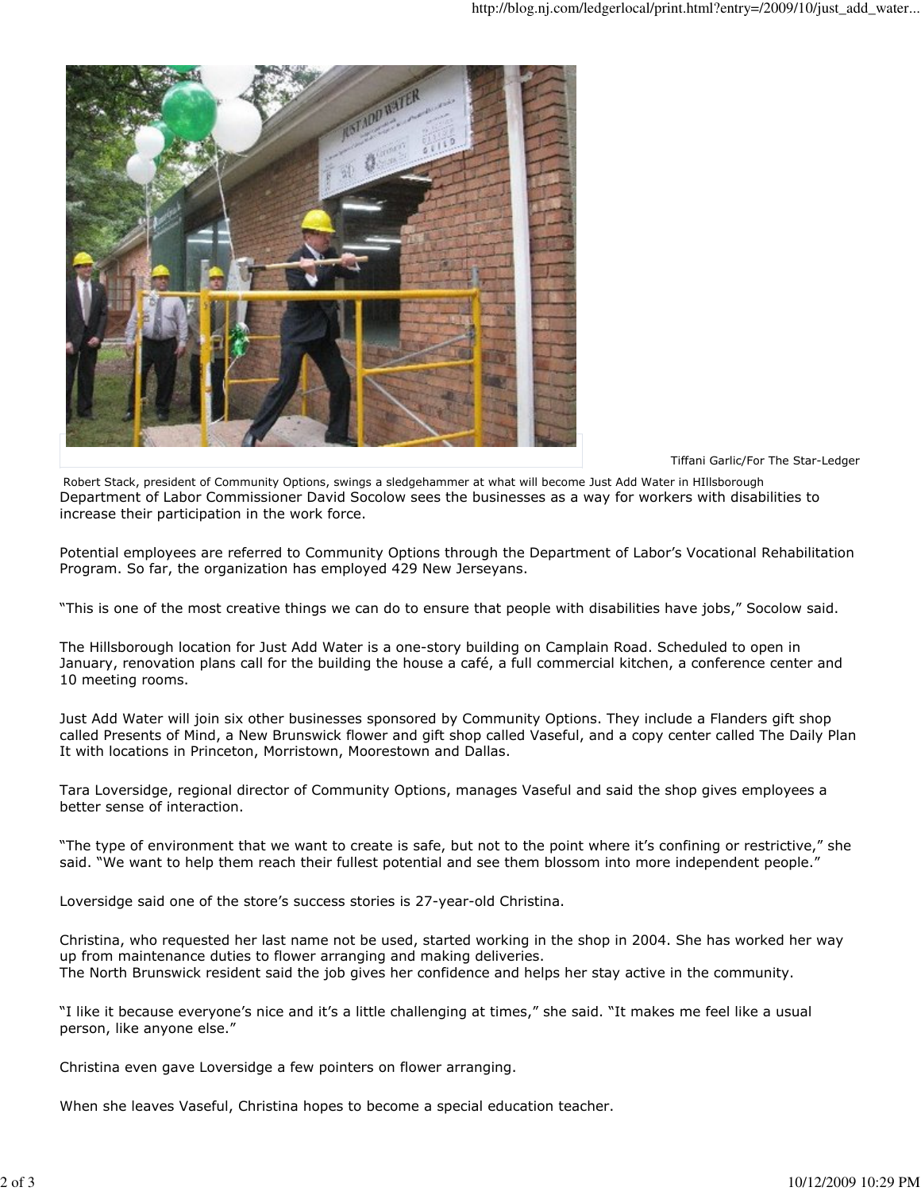Tiffani Garlic/For The Star-Ledger

Robert Stack, president of Community Options, swings a sledgehammer at what will become Just Add Water in HIllsborough

Department of Labor Commissioner David Socolow sees the businesses as a way for workers with disabilities to increase their participation in the work force.

Potential employees are referred to Community Options through the Department of Labor's Vocational Rehabilitation Program. So far, the organization has employed 429 New Jerseyans.

"This is one of the most creative things we can do to ensure that people with disabilities have jobs," Socolow said.

The Hillsborough location for Just Add Water is a one-story building on Camplain Road. Scheduled to open in January, renovation plans call for the building the house a café, a full commercial kitchen, a conference center and 10 meeting rooms.

Just Add Water will join six other businesses sponsored by Community Options. They include a Flanders gift shop called Presents of Mind, a New Brunswick flower and gift shop called Vaseful, and a copy center called The Daily Plan It with locations in Princeton, Morristown, Moorestown and Dallas.

Tara Loversidge, regional director of Community Options, manages Vaseful and said the shop gives employees a better sense of interaction.

"The type of environment that we want to create is safe, but not to the point where it's confining or restrictive," she said. "We want to help them reach their fullest potential and see them blossom into more independent people."

Loversidge said one of the store's success stories is 27-year-old Christina.

Christina, who requested her last name not be used, started working in the shop in 2004. She has worked her way up from maintenance duties to flower arranging and making deliveries.
The North Brunswick resident said the job gives her confidence and helps her stay active in the community.

"I like it because everyone's nice and it's a little challenging at times," she said. "It makes me feel like a usual person, like anyone else."

Christina even gave Loversidge a few pointers on flower arranging.

When she leaves Vaseful, Christina hopes to become a special education teacher.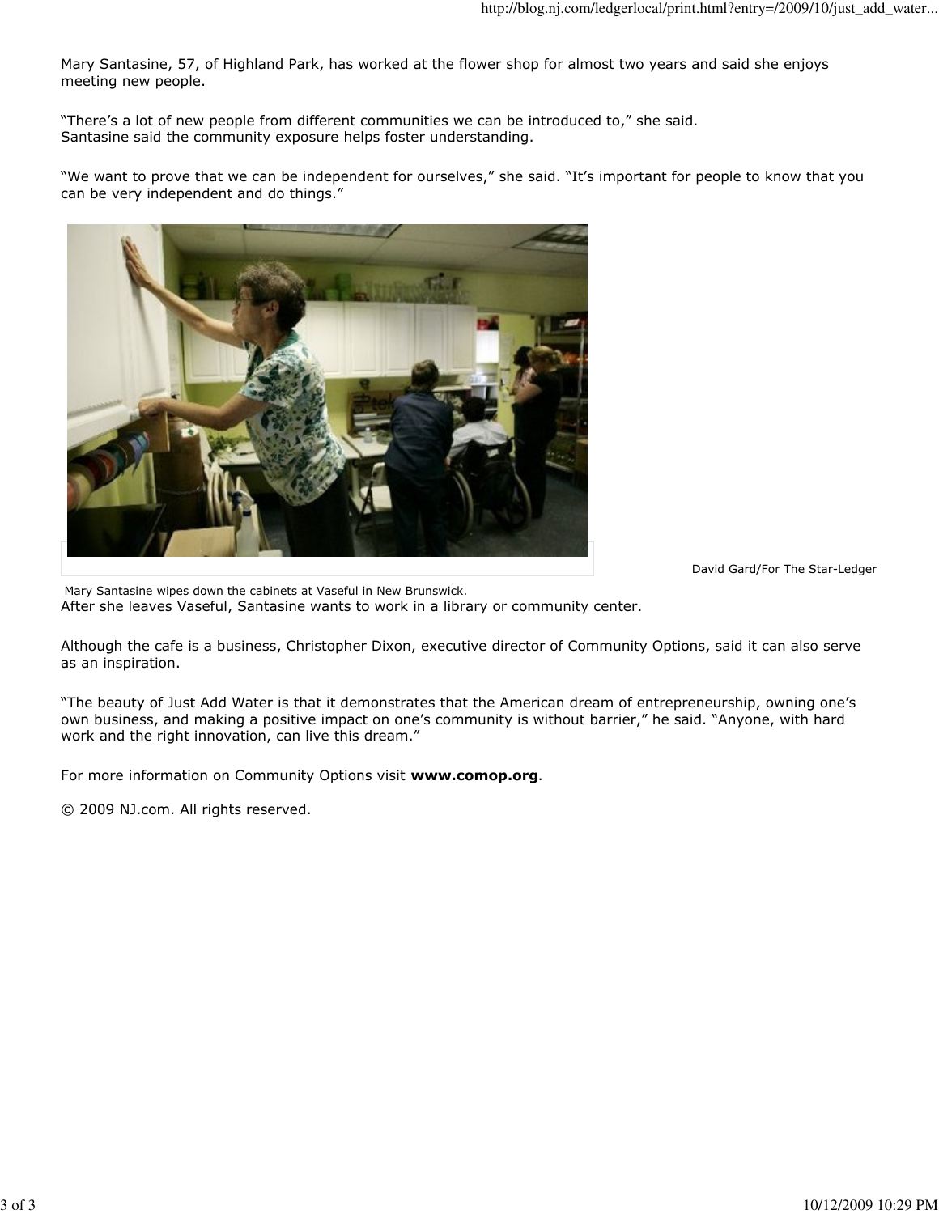Mary Santasine, 57, of Highland Park, has worked at the flower shop for almost two years and said she enjoys meeting new people.

"There's a lot of new people from different communities we can be introduced to," she said.
Santasine said the community exposure helps foster understanding.

"We want to prove that we can be independent for ourselves," she said. "It's important for people to know that you can be very independent and do things."

David Gard/For The Star-Ledger

Mary Santasine wipes down the cabinets at Vaseful in New Brunswick.

After she leaves Vaseful, Santasine wants to work in a library or community center.

Although the cafe is a business, Christopher Dixon, executive director of Community Options, said it can also serve as an inspiration.

"The beauty of Just Add Water is that it demonstrates that the American dream of entrepreneurship, owning one's own business, and making a positive impact on one's community is without barrier," he said. "Anyone, with hard work and the right innovation, can live this dream."

For more information on Community Options visit **www.comop.org**.

© 2009 NJ.com. All rights reserved.